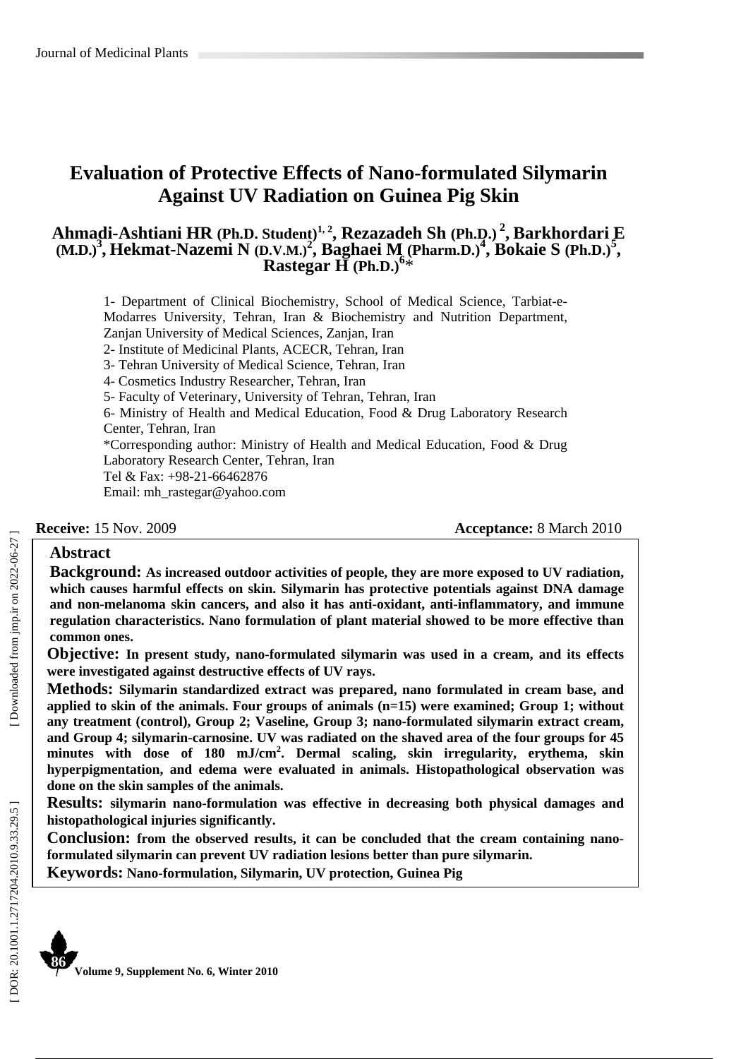# Evaluation of Protective Effects of Nano-formulated Silymarin Against UV Radiation on Guinea Pig Skin

**Ahmadi-Ashtiani HR (Ph.D. Student)[1, 2], Rezazadeh Sh (Ph.D.)[2], Barkhordari E (M.D.)[3], Hekmat-Nazemi N (D.V.M.)[2], Baghaei M (Pharm.D.)[4], Bokaie S (Ph.D.)[5], Rastegar H (Ph.D.)[6]***

1- Department of Clinical Biochemistry, School of Medical Science, Tarbiat-e-Modarres University, Tehran, Iran & Biochemistry and Nutrition Department, Zanjan University of Medical Sciences, Zanjan, Iran

2- Institute of Medicinal Plants, ACECR, Tehran, Iran

3- Tehran University of Medical Science, Tehran, Iran

4- Cosmetics Industry Researcher, Tehran, Iran

5- Faculty of Veterinary, University of Tehran, Tehran, Iran

6- Ministry of Health and Medical Education, Food & Drug Laboratory Research Center, Tehran, Iran

*Corresponding author: Ministry of Health and Medical Education, Food & Drug Laboratory Research Center, Tehran, Iran

Tel & Fax: +98-21-66462876

Email: mh_rastegar@yahoo.com

**Receive:** 15 Nov. 2009 **Acceptance:** 8 March 2010

## Abstract

**Background:** As increased outdoor activities of people, they are more exposed to UV radiation, which causes harmful effects on skin. Silymarin has protective potentials against DNA damage and non-melanoma skin cancers, and also it has anti-oxidant, anti-inflammatory, and immune regulation characteristics. Nano formulation of plant material showed to be more effective than common ones.

**Objective:** In present study, nano-formulated silymarin was used in a cream, and its effects were investigated against destructive effects of UV rays.

**Methods:** Silymarin standardized extract was prepared, nano formulated in cream base, and applied to skin of the animals. Four groups of animals (n=15) were examined; Group 1; without any treatment (control), Group 2; Vaseline, Group 3; nano-formulated silymarin extract cream, and Group 4; silymarin-carnosine. UV was radiated on the shaved area of the four groups for 45 minutes with dose of 180 $mJ/cm^2$. Dermal scaling, skin irregularity, erythema, skin hyperpigmentation, and edema were evaluated in animals. Histopathological observation was done on the skin samples of the animals.

**Results:** silymarin nano-formulation was effective in decreasing both physical damages and histopathological injuries significantly.

**Conclusion:** from the observed results, it can be concluded that the cream containing nano-formulated silymarin can prevent UV radiation lesions better than pure silymarin.

**Keywords:** Nano-formulation, Silymarin, UV protection, Guinea Pig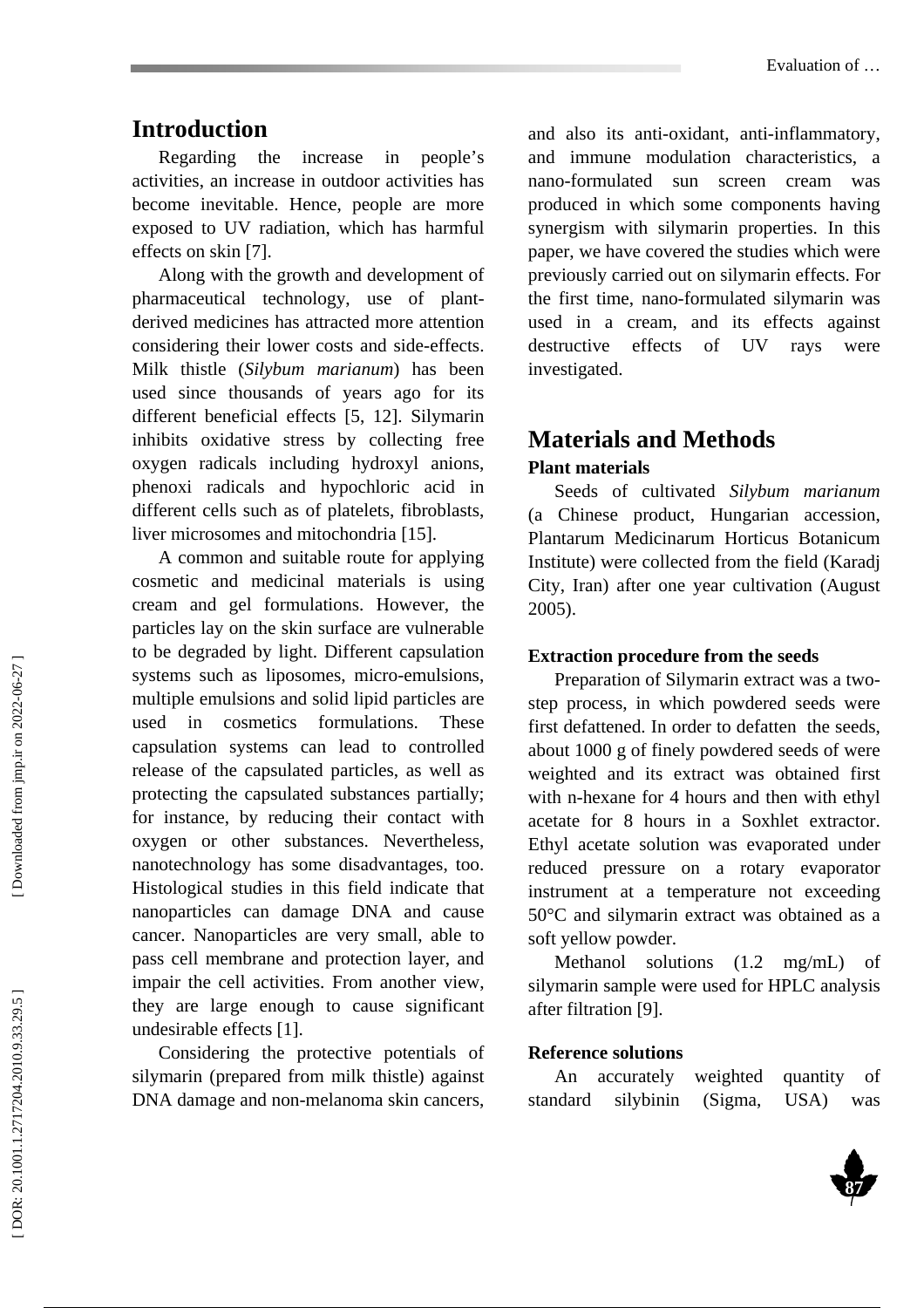## Introduction

Regarding the increase in people's activities, an increase in outdoor activities has become inevitable. Hence, people are more exposed to UV radiation, which has harmful effects on skin [7].

Along with the growth and development of pharmaceutical technology, use of plant-derived medicines has attracted more attention considering their lower costs and side-effects. Milk thistle (*Silybum marianum*) has been used since thousands of years ago for its different beneficial effects [5, 12]. Silymarin inhibits oxidative stress by collecting free oxygen radicals including hydroxyl anions, phenoxi radicals and hypochloric acid in different cells such as of platelets, fibroblasts, liver microsomes and mitochondria [15].

A common and suitable route for applying cosmetic and medicinal materials is using cream and gel formulations. However, the particles lay on the skin surface are vulnerable to be degraded by light. Different capsulation systems such as liposomes, micro-emulsions, multiple emulsions and solid lipid particles are used in cosmetics formulations. These capsulation systems can lead to controlled release of the capsulated particles, as well as protecting the capsulated substances partially; for instance, by reducing their contact with oxygen or other substances. Nevertheless, nanotechnology has some disadvantages, too. Histological studies in this field indicate that nanoparticles can damage DNA and cause cancer. Nanoparticles are very small, able to pass cell membrane and protection layer, and impair the cell activities. From another view, they are large enough to cause significant undesirable effects [1].

Considering the protective potentials of silymarin (prepared from milk thistle) against DNA damage and non-melanoma skin cancers, and also its anti-oxidant, anti-inflammatory, and immune modulation characteristics, a nano-formulated sun screen cream was produced in which some components having synergism with silymarin properties. In this paper, we have covered the studies which were previously carried out on silymarin effects. For the first time, nano-formulated silymarin was used in a cream, and its effects against destructive effects of UV rays were investigated.

## Materials and Methods

### Plant materials

Seeds of cultivated *Silybum marianum* (a Chinese product, Hungarian accession, Plantarum Medicinarum Horticus Botanicum Institute) were collected from the field (Karadj City, Iran) after one year cultivation (August 2005).

### Extraction procedure from the seeds

Preparation of Silymarin extract was a two-step process, in which powdered seeds were first defattened. In order to defatten the seeds, about 1000 g of finely powdered seeds of were weighted and its extract was obtained first with n-hexane for 4 hours and then with ethyl acetate for 8 hours in a Soxhlet extractor. Ethyl acetate solution was evaporated under reduced pressure on a rotary evaporator instrument at a temperature not exceeding 50°C and silymarin extract was obtained as a soft yellow powder.

Methanol solutions (1.2 mg/mL) of silymarin sample were used for HPLC analysis after filtration [9].

### Reference solutions

An accurately weighted quantity of standard silybinin (Sigma, USA) was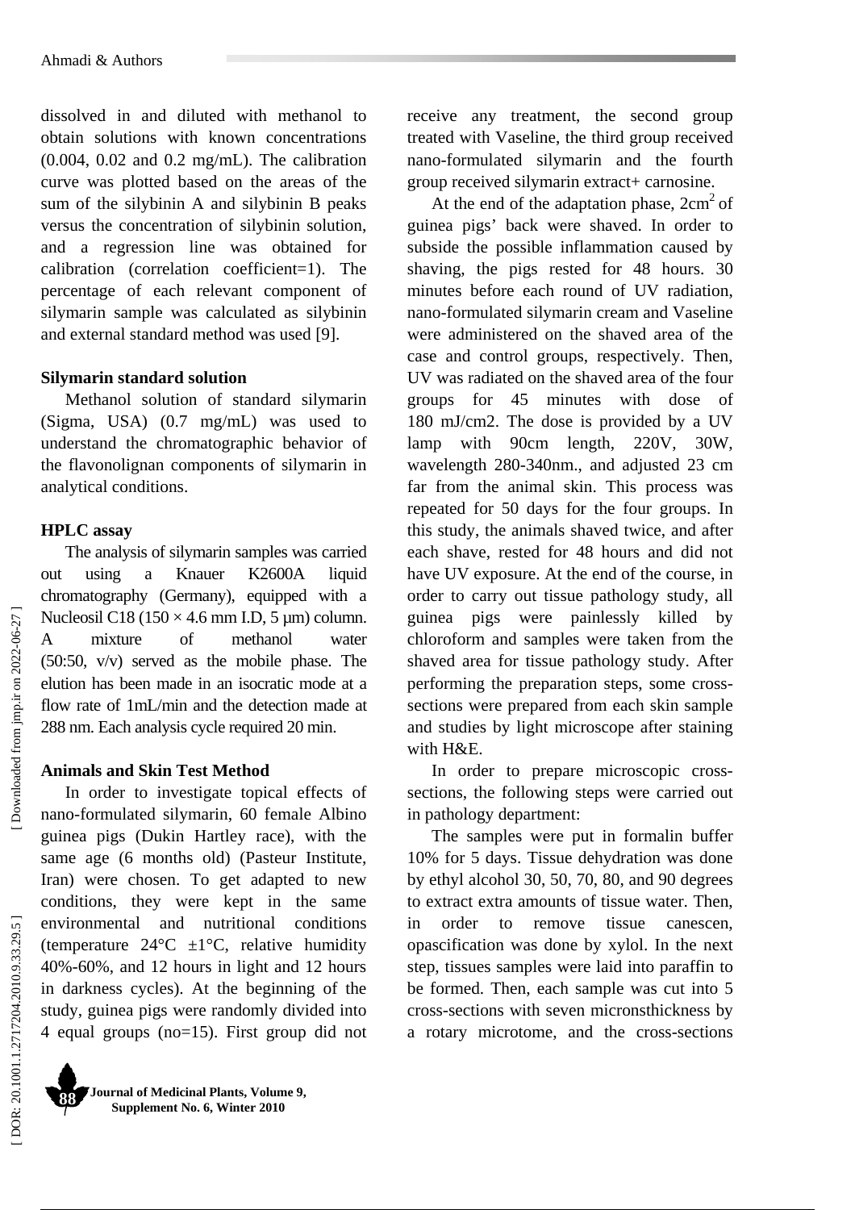dissolved in and diluted with methanol to obtain solutions with known concentrations (0.004, 0.02 and 0.2 mg/mL). The calibration curve was plotted based on the areas of the sum of the silybinin A and silybinin B peaks versus the concentration of silybinin solution, and a regression line was obtained for calibration (correlation coefficient=1). The percentage of each relevant component of silymarin sample was calculated as silybinin and external standard method was used [9].

**Silymarin standard solution**

Methanol solution of standard silymarin (Sigma, USA) (0.7 mg/mL) was used to understand the chromatographic behavior of the flavonolignan components of silymarin in analytical conditions.

**HPLC assay**

The analysis of silymarin samples was carried out using a Knauer K2600A liquid chromatography (Germany), equipped with a Nucleosil C18 (150 × 4.6 mm I.D, 5 µm) column. A mixture of methanol water (50:50, v/v) served as the mobile phase. The elution has been made in an isocratic mode at a flow rate of 1mL/min and the detection made at 288 nm. Each analysis cycle required 20 min.

**Animals and Skin Test Method**

In order to investigate topical effects of nano-formulated silymarin, 60 female Albino guinea pigs (Dukin Hartley race), with the same age (6 months old) (Pasteur Institute, Iran) were chosen. To get adapted to new conditions, they were kept in the same environmental and nutritional conditions (temperature 24°C ±1°C, relative humidity 40%-60%, and 12 hours in light and 12 hours in darkness cycles). At the beginning of the study, guinea pigs were randomly divided into 4 equal groups (no=15). First group did not receive any treatment, the second group treated with Vaseline, the third group received nano-formulated silymarin and the fourth group received silymarin extract+ carnosine.

At the end of the adaptation phase, $2cm^2$ of guinea pigs' back were shaved. In order to subside the possible inflammation caused by shaving, the pigs rested for 48 hours. 30 minutes before each round of UV radiation, nano-formulated silymarin cream and Vaseline were administered on the shaved area of the case and control groups, respectively. Then, UV was radiated on the shaved area of the four groups for 45 minutes with dose of 180 mJ/cm2. The dose is provided by a UV lamp with 90cm length, 220V, 30W, wavelength 280-340nm., and adjusted 23 cm far from the animal skin. This process was repeated for 50 days for the four groups. In this study, the animals shaved twice, and after each shave, rested for 48 hours and did not have UV exposure. At the end of the course, in order to carry out tissue pathology study, all guinea pigs were painlessly killed by chloroform and samples were taken from the shaved area for tissue pathology study. After performing the preparation steps, some cross-sections were prepared from each skin sample and studies by light microscope after staining with H&E.

In order to prepare microscopic cross-sections, the following steps were carried out in pathology department:

The samples were put in formalin buffer 10% for 5 days. Tissue dehydration was done by ethyl alcohol 30, 50, 70, 80, and 90 degrees to extract extra amounts of tissue water. Then, in order to remove tissue canescen, opascification was done by xylol. In the next step, tissues samples were laid into paraffin to be formed. Then, each sample was cut into 5 cross-sections with seven micronsthickness by a rotary microtome, and the cross-sections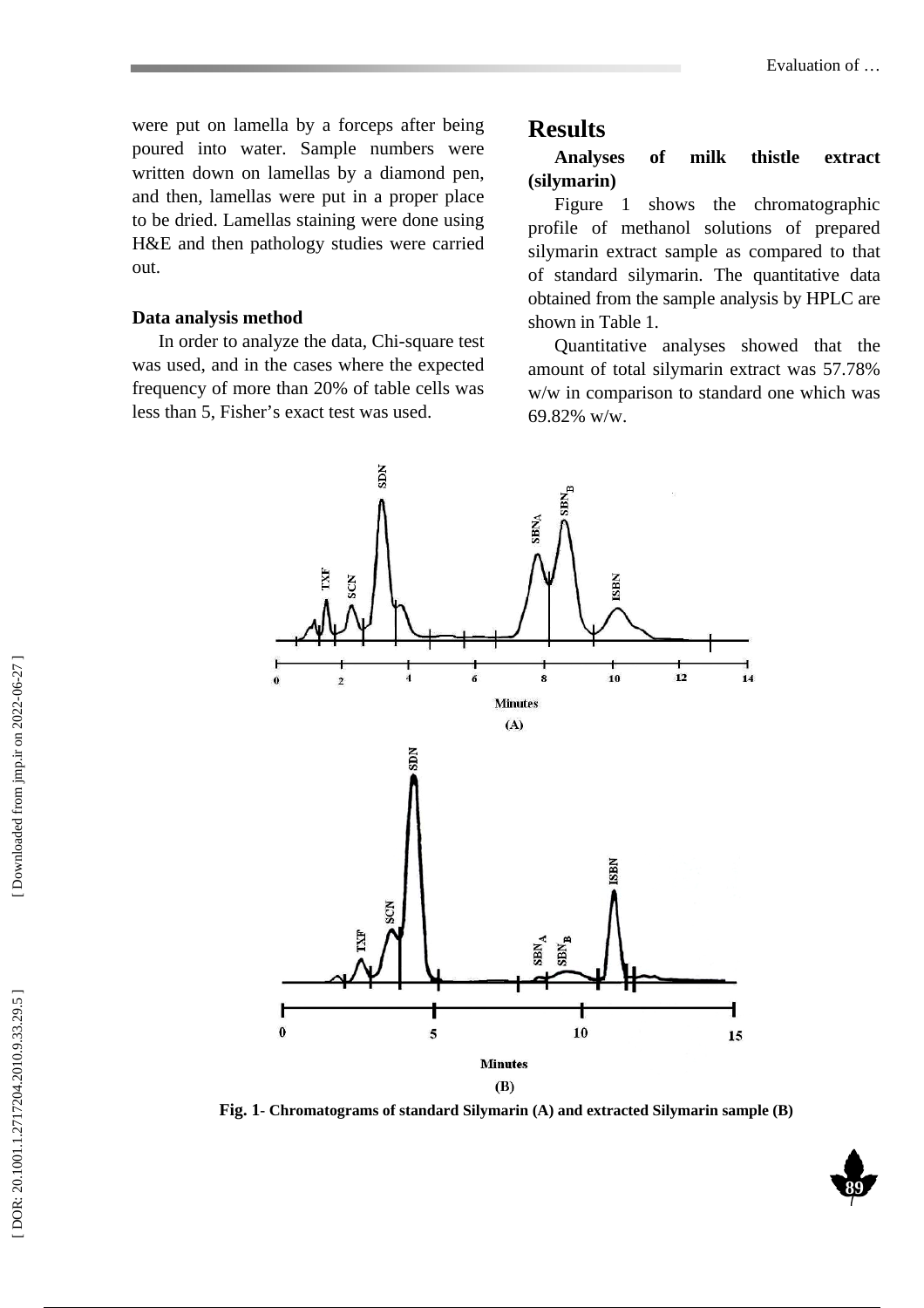were put on lamella by a forceps after being poured into water. Sample numbers were written down on lamellas by a diamond pen, and then, lamellas were put in a proper place to be dried. Lamellas staining were done using H&E and then pathology studies were carried out.

### Data analysis method

In order to analyze the data, Chi-square test was used, and in the cases where the expected frequency of more than 20% of table cells was less than 5, Fisher's exact test was used.

## Results

### Analyses of milk thistle extract (silymarin)

Figure 1 shows the chromatographic profile of methanol solutions of prepared silymarin extract sample as compared to that of standard silymarin. The quantitative data obtained from the sample analysis by HPLC are shown in Table 1.

Quantitative analyses showed that the amount of total silymarin extract was 57.78% w/w in comparison to standard one which was 69.82% w/w.

**Fig. 1- Chromatograms of standard Silymarin (A) and extracted Silymarin sample (B)**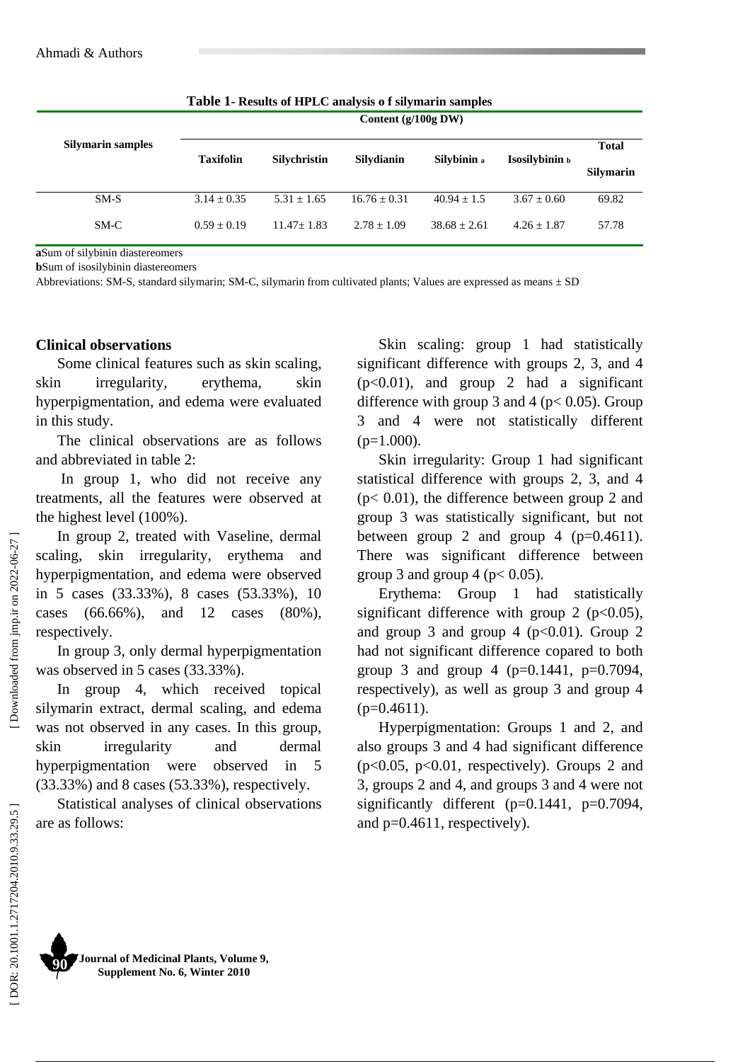**Table 1- Results of HPLC analysis o f silymarin samples**

| Silymarin samples | Content (g/100g DW) | | | | | |
|---|---|---|---|---|---|---|
| | Taxifolin | Silychristin | Silydianin | Silybinin [a] | Isosilybinin [b] | Total Silymarin |
| SM-S | 3.14 ± 0.35 | 5.31 ± 1.65 | 16.76 ± 0.31 | 40.94 ± 1.5 | 3.67 ± 0.60 | 69.82 |
| SM-C | 0.59 ± 0.19 | 11.47± 1.83 | 2.78 ± 1.09 | 38.68 ± 2.61 | 4.26 ± 1.87 | 57.78 |

**a**Sum of silybinin diastereomers
**b**Sum of isosilybinin diastereomers
Abbreviations: SM-S, standard silymarin; SM-C, silymarin from cultivated plants; Values are expressed as means ± SD

**Clinical observations**

Some clinical features such as skin scaling, skin irregularity, erythema, skin hyperpigmentation, and edema were evaluated in this study.

The clinical observations are as follows and abbreviated in table 2:

In group 1, who did not receive any treatments, all the features were observed at the highest level (100%).

In group 2, treated with Vaseline, dermal scaling, skin irregularity, erythema and hyperpigmentation, and edema were observed in 5 cases (33.33%), 8 cases (53.33%), 10 cases (66.66%), and 12 cases (80%), respectively.

In group 3, only dermal hyperpigmentation was observed in 5 cases (33.33%).

In group 4, which received topical silymarin extract, dermal scaling, and edema was not observed in any cases. In this group, skin irregularity and dermal hyperpigmentation were observed in 5 (33.33%) and 8 cases (53.33%), respectively.

Statistical analyses of clinical observations are as follows:

Skin scaling: group 1 had statistically significant difference with groups 2, 3, and 4 ($p<0.01$), and group 2 had a significant difference with group 3 and 4 ($p< 0.05$). Group 3 and 4 were not statistically different ($p=1.000$).

Skin irregularity: Group 1 had significant statistical difference with groups 2, 3, and 4 ($p< 0.01$), the difference between group 2 and group 3 was statistically significant, but not between group 2 and group 4 ($p=0.4611$). There was significant difference between group 3 and group 4 ($p< 0.05$).

Erythema: Group 1 had statistically significant difference with group 2 ($p<0.05$), and group 3 and group 4 ($p<0.01$). Group 2 had not significant difference copared to both group 3 and group 4 ($p=0.1441$, $p=0.7094$, respectively), as well as group 3 and group 4 ($p=0.4611$).

Hyperpigmentation: Groups 1 and 2, and also groups 3 and 4 had significant difference ($p<0.05$, $p<0.01$, respectively). Groups 2 and 3, groups 2 and 4, and groups 3 and 4 were not significantly different ($p=0.1441$, $p=0.7094$, and $p=0.4611$, respectively).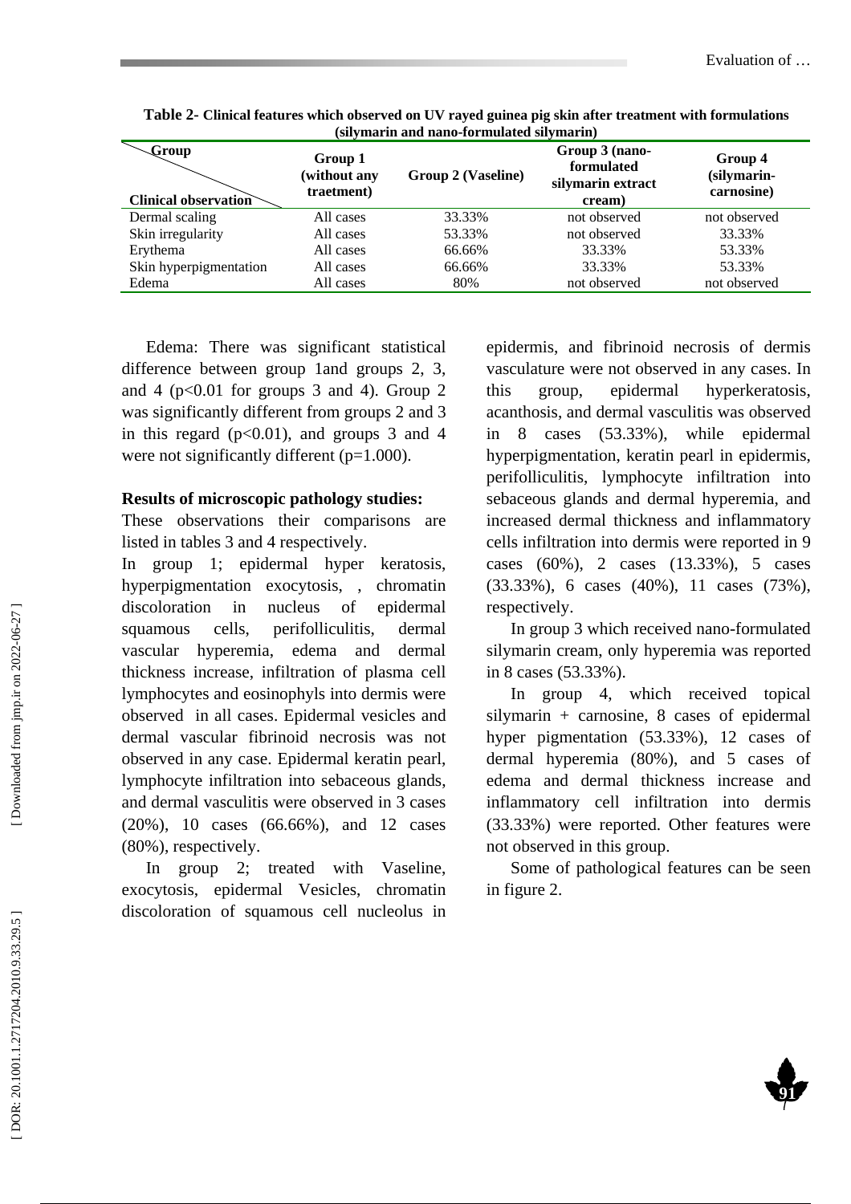**Table 2- Clinical features which observed on UV rayed guinea pig skin after treatment with formulations (silymarin and nano-formulated silymarin)**

| Clinical observation / Group | Group 1 (without any traetment) | Group 2 (Vaseline) | Group 3 (nano-formulated silymarin extract cream) | Group 4 (silymarin-carnosine) |
|---|---|---|---|---|
| Dermal scaling | All cases | 33.33% | not observed | not observed |
| Skin irregularity | All cases | 53.33% | not observed | 33.33% |
| Erythema | All cases | 66.66% | 33.33% | 53.33% |
| Skin hyperpigmentation | All cases | 66.66% | 33.33% | 53.33% |
| Edema | All cases | 80% | not observed | not observed |

Edema: There was significant statistical difference between group 1and groups 2, 3, and 4 ($p<0.01$ for groups 3 and 4). Group 2 was significantly different from groups 2 and 3 in this regard ($p<0.01$), and groups 3 and 4 were not significantly different ($p=1.000$).

**Results of microscopic pathology studies:**

These observations their comparisons are listed in tables 3 and 4 respectively.

In group 1; epidermal hyper keratosis, hyperpigmentation exocytosis, , chromatin discoloration in nucleus of epidermal squamous cells, perifolliculitis, dermal vascular hyperemia, edema and dermal thickness increase, infiltration of plasma cell lymphocytes and eosinophyls into dermis were observed in all cases. Epidermal vesicles and dermal vascular fibrinoid necrosis was not observed in any case. Epidermal keratin pearl, lymphocyte infiltration into sebaceous glands, and dermal vasculitis were observed in 3 cases (20%), 10 cases (66.66%), and 12 cases (80%), respectively.

In group 2; treated with Vaseline, exocytosis, epidermal Vesicles, chromatin discoloration of squamous cell nucleolus in epidermis, and fibrinoid necrosis of dermis vasculature were not observed in any cases. In this group, epidermal hyperkeratosis, acanthosis, and dermal vasculitis was observed in 8 cases (53.33%), while epidermal hyperpigmentation, keratin pearl in epidermis, perifolliculitis, lymphocyte infiltration into sebaceous glands and dermal hyperemia, and increased dermal thickness and inflammatory cells infiltration into dermis were reported in 9 cases (60%), 2 cases (13.33%), 5 cases (33.33%), 6 cases (40%), 11 cases (73%), respectively.

In group 3 which received nano-formulated silymarin cream, only hyperemia was reported in 8 cases (53.33%).

In group 4, which received topical silymarin + carnosine, 8 cases of epidermal hyper pigmentation (53.33%), 12 cases of dermal hyperemia (80%), and 5 cases of edema and dermal thickness increase and inflammatory cell infiltration into dermis (33.33%) were reported. Other features were not observed in this group.

Some of pathological features can be seen in figure 2.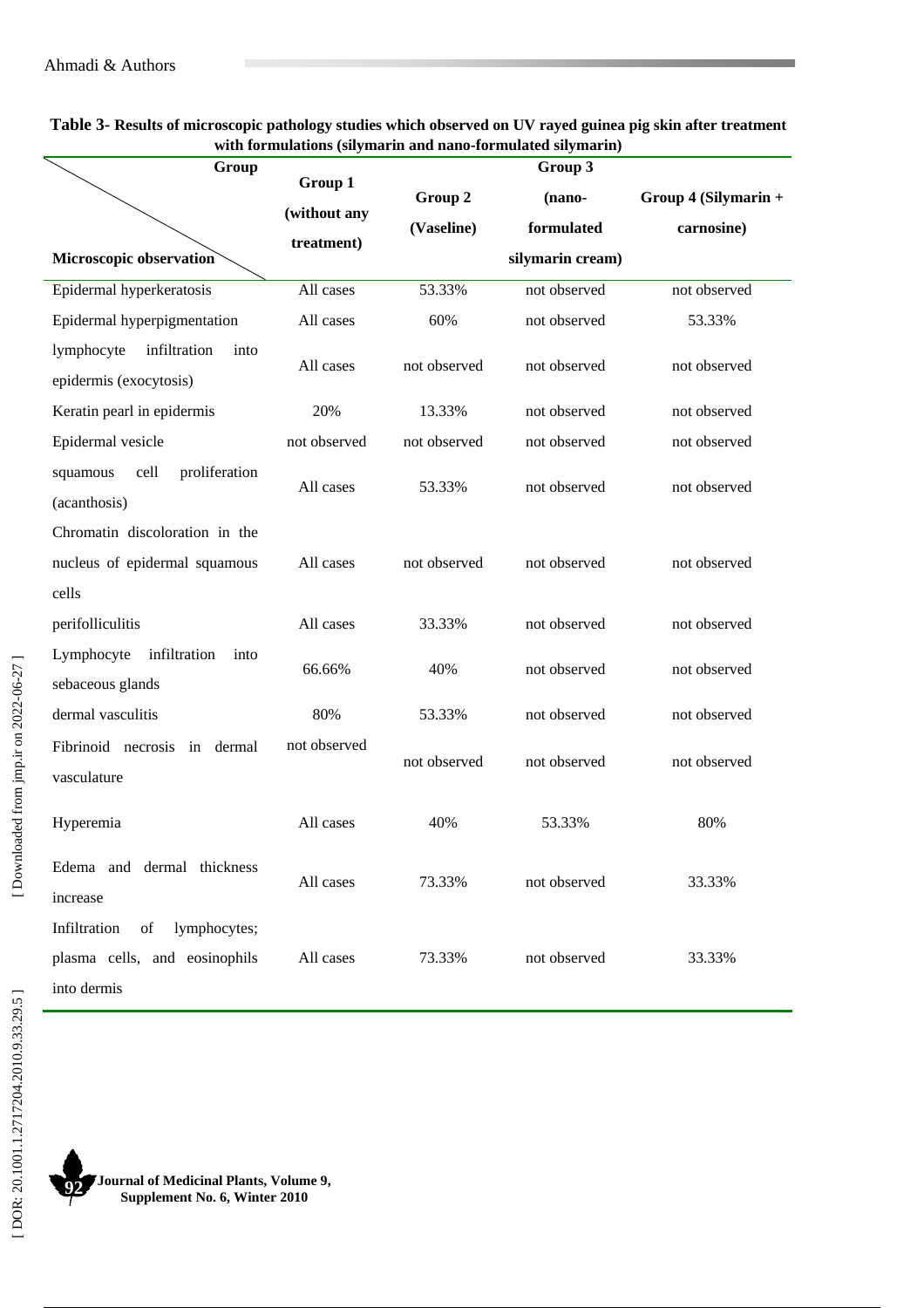**Table 3- Results of microscopic pathology studies which observed on UV rayed guinea pig skin after treatment with formulations (silymarin and nano-formulated silymarin)**

| Microscopic observation \ Group | Group 1 (without any treatment) | Group 2 (Vaseline) | Group 3 (nano-formulated silymarin cream) | Group 4 (Silymarin + carnosine) |
|---|---|---|---|---|
| Epidermal hyperkeratosis | All cases | 53.33% | not observed | not observed |
| Epidermal hyperpigmentation | All cases | 60% | not observed | 53.33% |
| lymphocyte infiltration into epidermis (exocytosis) | All cases | not observed | not observed | not observed |
| Keratin pearl in epidermis | 20% | 13.33% | not observed | not observed |
| Epidermal vesicle | not observed | not observed | not observed | not observed |
| squamous cell proliferation (acanthosis) | All cases | 53.33% | not observed | not observed |
| Chromatin discoloration in the nucleus of epidermal squamous cells | All cases | not observed | not observed | not observed |
| perifolliculitis | All cases | 33.33% | not observed | not observed |
| Lymphocyte infiltration into sebaceous glands | 66.66% | 40% | not observed | not observed |
| dermal vasculitis | 80% | 53.33% | not observed | not observed |
| Fibrinoid necrosis in dermal vasculature | not observed | not observed | not observed | not observed |
| Hyperemia | All cases | 40% | 53.33% | 80% |
| Edema and dermal thickness increase | All cases | 73.33% | not observed | 33.33% |
| Infiltration of lymphocytes; plasma cells, and eosinophils into dermis | All cases | 73.33% | not observed | 33.33% |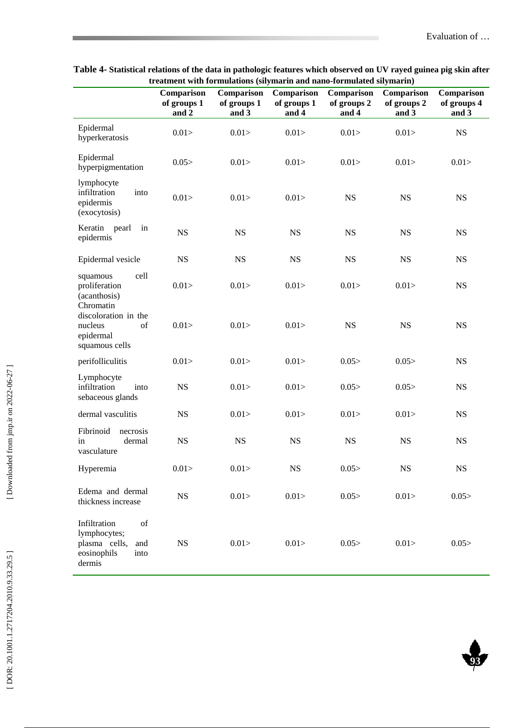**Table 4- Statistical relations of the data in pathologic features which observed on UV rayed guinea pig skin after treatment with formulations (silymarin and nano-formulated silymarin)**

| | Comparison of groups 1 and 2 | Comparison of groups 1 and 3 | Comparison of groups 1 and 4 | Comparison of groups 2 and 4 | Comparison of groups 2 and 3 | Comparison of groups 4 and 3 |
|---|---|---|---|---|---|---|
| Epidermal hyperkeratosis | 0.01> | 0.01> | 0.01> | 0.01> | 0.01> | NS |
| Epidermal hyperpigmentation | 0.05> | 0.01> | 0.01> | 0.01> | 0.01> | 0.01> |
| lymphocyte infiltration into epidermis (exocytosis) | 0.01> | 0.01> | 0.01> | NS | NS | NS |
| Keratin pearl in epidermis | NS | NS | NS | NS | NS | NS |
| Epidermal vesicle | NS | NS | NS | NS | NS | NS |
| squamous cell proliferation (acanthosis) | 0.01> | 0.01> | 0.01> | 0.01> | 0.01> | NS |
| Chromatin discoloration in the nucleus of epidermal squamous cells | 0.01> | 0.01> | 0.01> | NS | NS | NS |
| perifolliculitis | 0.01> | 0.01> | 0.01> | 0.05> | 0.05> | NS |
| Lymphocyte infiltration into sebaceous glands | NS | 0.01> | 0.01> | 0.05> | 0.05> | NS |
| dermal vasculitis | NS | 0.01> | 0.01> | 0.01> | 0.01> | NS |
| Fibrinoid necrosis in dermal vasculature | NS | NS | NS | NS | NS | NS |
| Hyperemia | 0.01> | 0.01> | NS | 0.05> | NS | NS |
| Edema and dermal thickness increase | NS | 0.01> | 0.01> | 0.05> | 0.01> | 0.05> |
| Infiltration of lymphocytes; plasma cells, and eosinophils into dermis | NS | 0.01> | 0.01> | 0.05> | 0.01> | 0.05> |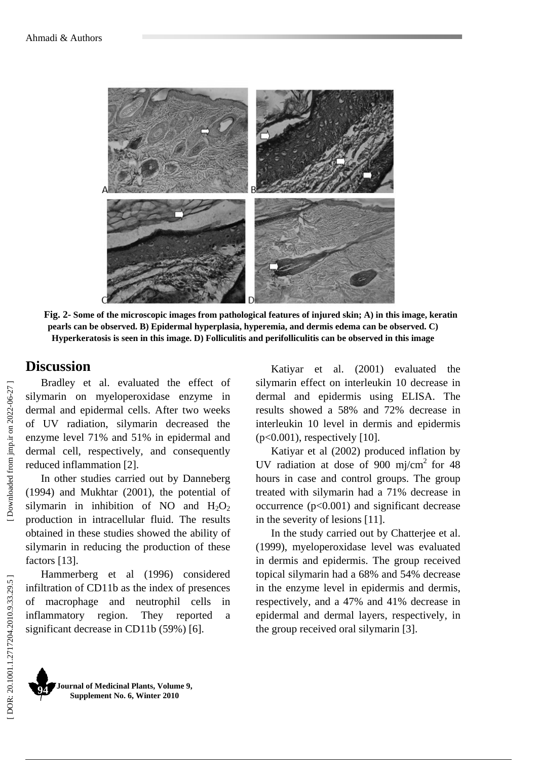**Fig. 2- Some of the microscopic images from pathological features of injured skin; A) in this image, keratin pearls can be observed. B) Epidermal hyperplasia, hyperemia, and dermis edema can be observed. C) Hyperkeratosis is seen in this image. D) Folliculitis and perifolliculitis can be observed in this image**

## Discussion

Bradley et al. evaluated the effect of silymarin on myeloperoxidase enzyme in dermal and epidermal cells. After two weeks of UV radiation, silymarin decreased the enzyme level 71% and 51% in epidermal and dermal cell, respectively, and consequently reduced inflammation [2].

In other studies carried out by Danneberg (1994) and Mukhtar (2001), the potential of silymarin in inhibition of NO and $H_2O_2$ production in intracellular fluid. The results obtained in these studies showed the ability of silymarin in reducing the production of these factors [13].

Hammerberg et al (1996) considered infiltration of CD11b as the index of presences of macrophage and neutrophil cells in inflammatory region. They reported a significant decrease in CD11b (59%) [6].

Katiyar et al. (2001) evaluated the silymarin effect on interleukin 10 decrease in dermal and epidermis using ELISA. The results showed a 58% and 72% decrease in interleukin 10 level in dermis and epidermis ($p<0.001$), respectively [10].

Katiyar et al (2002) produced inflation by UV radiation at dose of 900 mj/cm$^2$ for 48 hours in case and control groups. The group treated with silymarin had a 71% decrease in occurrence ($p<0.001$) and significant decrease in the severity of lesions [11].

In the study carried out by Chatterjee et al. (1999), myeloperoxidase level was evaluated in dermis and epidermis. The group received topical silymarin had a 68% and 54% decrease in the enzyme level in epidermis and dermis, respectively, and a 47% and 41% decrease in epidermal and dermal layers, respectively, in the group received oral silymarin [3].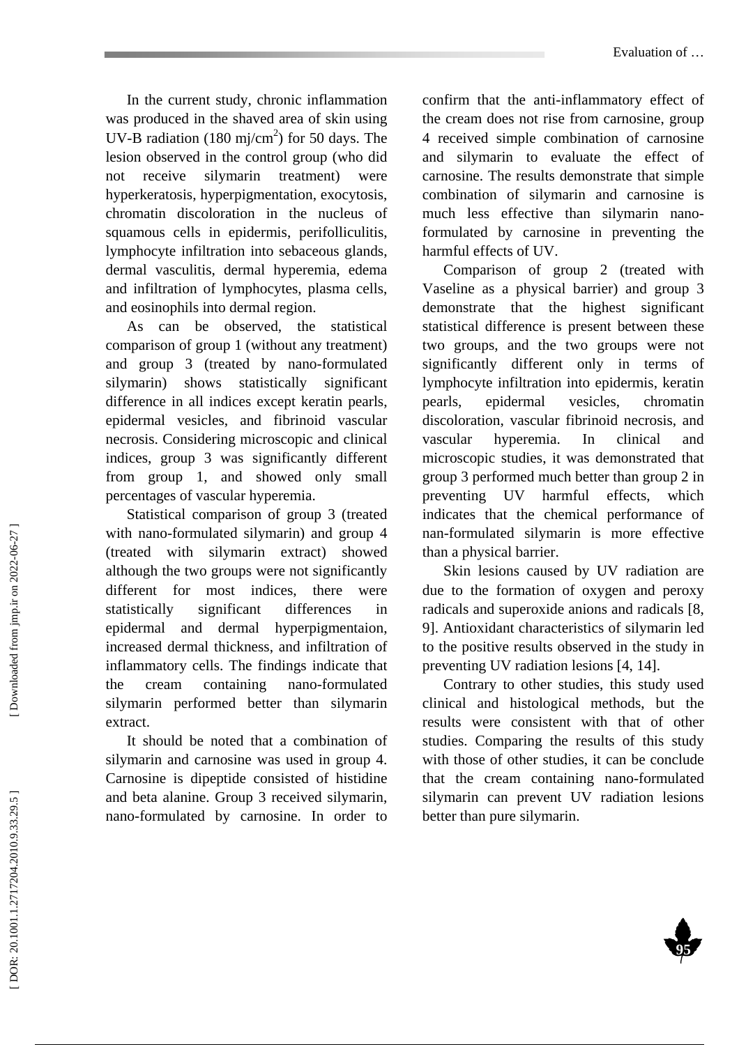In the current study, chronic inflammation was produced in the shaved area of skin using UV-B radiation (180 mj/cm$^2$) for 50 days. The lesion observed in the control group (who did not receive silymarin treatment) were hyperkeratosis, hyperpigmentation, exocytosis, chromatin discoloration in the nucleus of squamous cells in epidermis, perifolliculitis, lymphocyte infiltration into sebaceous glands, dermal vasculitis, dermal hyperemia, edema and infiltration of lymphocytes, plasma cells, and eosinophils into dermal region.

As can be observed, the statistical comparison of group 1 (without any treatment) and group 3 (treated by nano-formulated silymarin) shows statistically significant difference in all indices except keratin pearls, epidermal vesicles, and fibrinoid vascular necrosis. Considering microscopic and clinical indices, group 3 was significantly different from group 1, and showed only small percentages of vascular hyperemia.

Statistical comparison of group 3 (treated with nano-formulated silymarin) and group 4 (treated with silymarin extract) showed although the two groups were not significantly different for most indices, there were statistically significant differences in epidermal and dermal hyperpigmentaion, increased dermal thickness, and infiltration of inflammatory cells. The findings indicate that the cream containing nano-formulated silymarin performed better than silymarin extract.

It should be noted that a combination of silymarin and carnosine was used in group 4. Carnosine is dipeptide consisted of histidine and beta alanine. Group 3 received silymarin, nano-formulated by carnosine. In order to confirm that the anti-inflammatory effect of the cream does not rise from carnosine, group 4 received simple combination of carnosine and silymarin to evaluate the effect of carnosine. The results demonstrate that simple combination of silymarin and carnosine is much less effective than silymarin nano-formulated by carnosine in preventing the harmful effects of UV.

Comparison of group 2 (treated with Vaseline as a physical barrier) and group 3 demonstrate that the highest significant statistical difference is present between these two groups, and the two groups were not significantly different only in terms of lymphocyte infiltration into epidermis, keratin pearls, epidermal vesicles, chromatin discoloration, vascular fibrinoid necrosis, and vascular hyperemia. In clinical and microscopic studies, it was demonstrated that group 3 performed much better than group 2 in preventing UV harmful effects, which indicates that the chemical performance of nan-formulated silymarin is more effective than a physical barrier.

Skin lesions caused by UV radiation are due to the formation of oxygen and peroxy radicals and superoxide anions and radicals [8, 9]. Antioxidant characteristics of silymarin led to the positive results observed in the study in preventing UV radiation lesions [4, 14].

Contrary to other studies, this study used clinical and histological methods, but the results were consistent with that of other studies. Comparing the results of this study with those of other studies, it can be conclude that the cream containing nano-formulated silymarin can prevent UV radiation lesions better than pure silymarin.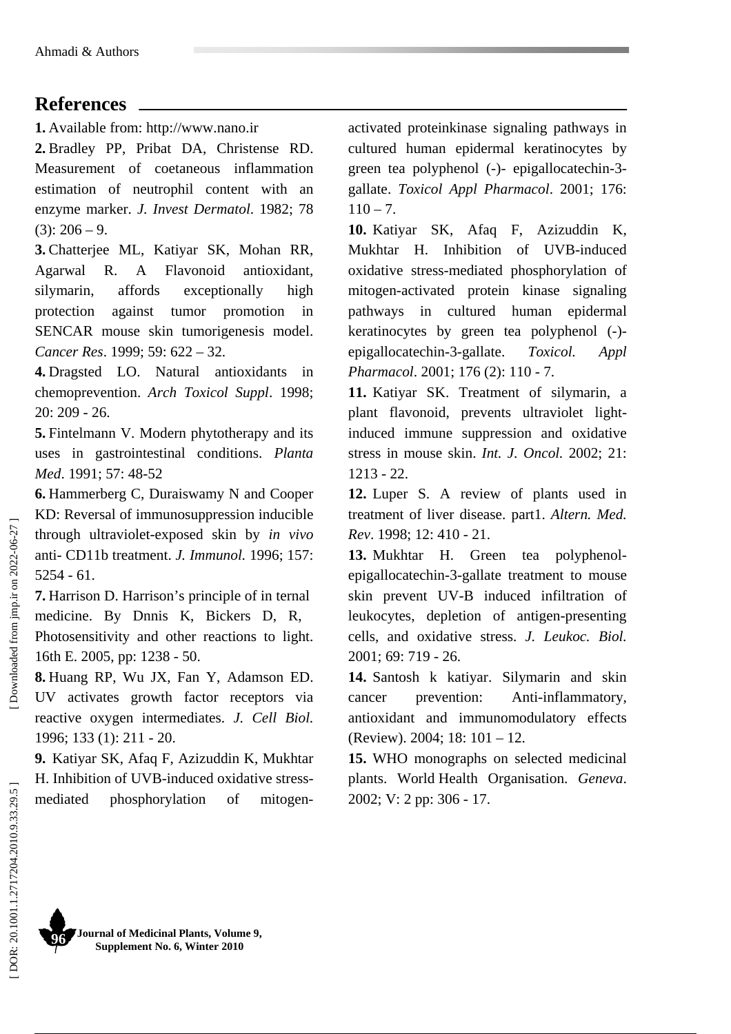## References

**1.** Available from: http://www.nano.ir

**2.** Bradley PP, Pribat DA, Christense RD. Measurement of coetaneous inflammation estimation of neutrophil content with an enzyme marker. *J. Invest Dermatol*. 1982; 78 (3): 206 – 9.

**3.** Chatterjee ML, Katiyar SK, Mohan RR, Agarwal R. A Flavonoid antioxidant, silymarin, affords exceptionally high protection against tumor promotion in SENCAR mouse skin tumorigenesis model. *Cancer Res*. 1999; 59: 622 – 32.

**4.** Dragsted LO. Natural antioxidants in chemoprevention. *Arch Toxicol Suppl*. 1998; 20: 209 - 26.

**5.** Fintelmann V. Modern phytotherapy and its uses in gastrointestinal conditions. *Planta Med*. 1991; 57: 48-52

**6.** Hammerberg C, Duraiswamy N and Cooper KD: Reversal of immunosuppression inducible through ultraviolet-exposed skin by *in vivo* anti- CD11b treatment. *J. Immunol.* 1996; 157: 5254 - 61.

**7.** Harrison D. Harrison's principle of in ternal medicine. By Dnnis K, Bickers D, R, Photosensitivity and other reactions to light. 16th E. 2005, pp: 1238 - 50.

**8.** Huang RP, Wu JX, Fan Y, Adamson ED. UV activates growth factor receptors via reactive oxygen intermediates. *J. Cell Biol.* 1996; 133 (1): 211 - 20.

**9.** Katiyar SK, Afaq F, Azizuddin K, Mukhtar H. Inhibition of UVB-induced oxidative stress-mediated phosphorylation of mitogen-activated proteinkinase signaling pathways in cultured human epidermal keratinocytes by green tea polyphenol (-)- epigallocatechin-3-gallate. *Toxicol Appl Pharmacol*. 2001; 176: 110 – 7.

**10.** Katiyar SK, Afaq F, Azizuddin K, Mukhtar H. Inhibition of UVB-induced oxidative stress-mediated phosphorylation of mitogen-activated protein kinase signaling pathways in cultured human epidermal keratinocytes by green tea polyphenol (-)-epigallocatechin-3-gallate. *Toxicol. Appl Pharmacol*. 2001; 176 (2): 110 - 7.

**11.** Katiyar SK. Treatment of silymarin, a plant flavonoid, prevents ultraviolet light-induced immune suppression and oxidative stress in mouse skin. *Int. J. Oncol.* 2002; 21: 1213 - 22.

**12.** Luper S. A review of plants used in treatment of liver disease. part1. *Altern. Med. Rev*. 1998; 12: 410 - 21.

**13.** Mukhtar H. Green tea polyphenol-epigallocatechin-3-gallate treatment to mouse skin prevent UV-B induced infiltration of leukocytes, depletion of antigen-presenting cells, and oxidative stress. *J. Leukoc. Biol.* 2001; 69: 719 - 26.

**14.** Santosh k katiyar. Silymarin and skin cancer prevention: Anti-inflammatory, antioxidant and immunomodulatory effects (Review). 2004; 18: 101 – 12.

**15.** WHO monographs on selected medicinal plants. World Health Organisation. *Geneva*. 2002; V: 2 pp: 306 - 17.